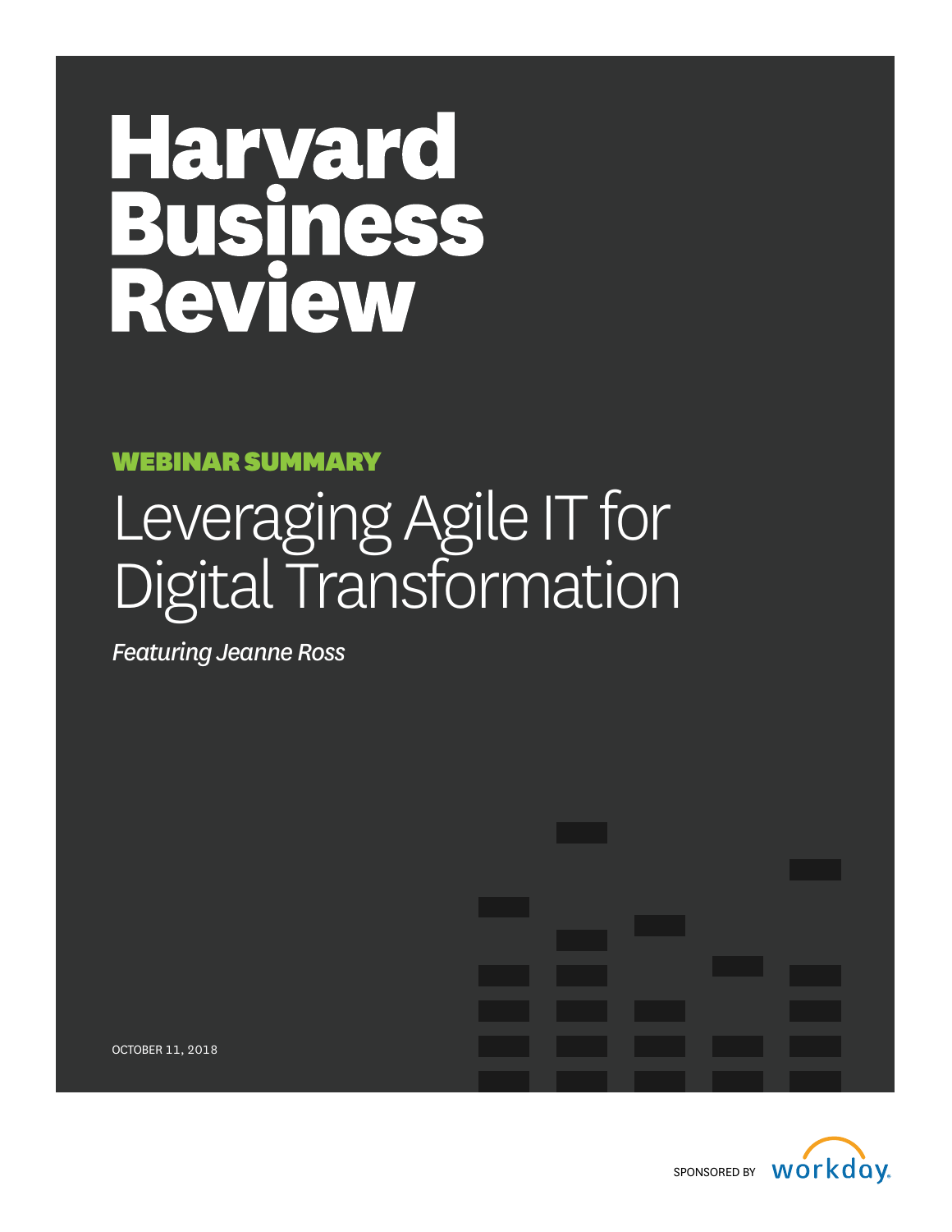# Harvard Business Review

**WEBINAR SUMMARY**

## Leveraging Agile IT for Digital Transformation

*Featuring Jeanne Ross*

OCTOBER 11, 2018

SPONSORED BY workday.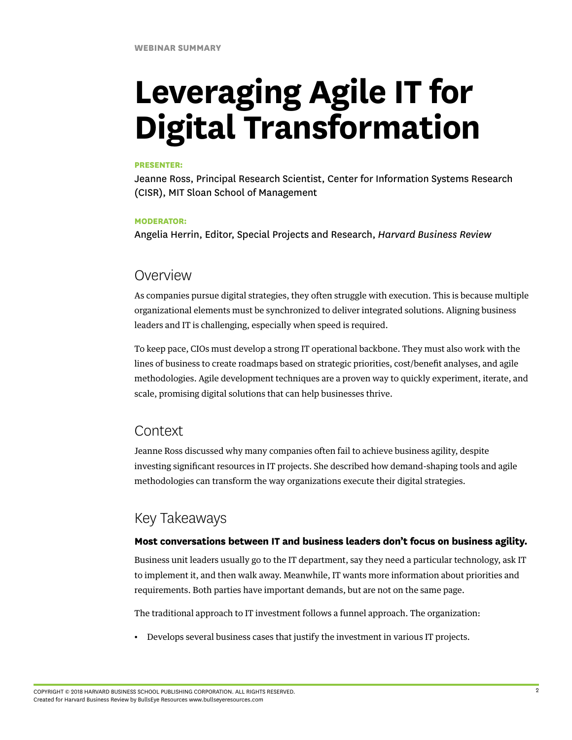WEBINAR SUMMARY

# Leveraging Agile IT for Digital Transformation

**PRESENTER:**

Jeanne Ross, Principal Research Scientist, Center for Information Systems Research (CISR), MIT Sloan School of Management

**MODERATOR:**

Angelia Herrin, Editor, Special Projects and Research, *Harvard Business Review*

## Overview

As companies pursue digital strategies, they often struggle with execution. This is because multiple organizational elements must be synchronized to deliver integrated solutions. Aligning business leaders and IT is challenging, especially when speed is required.

To keep pace, CIOs must develop a strong IT operational backbone. They must also work with the lines of business to create roadmaps based on strategic priorities, cost/benefit analyses, and agile methodologies. Agile development techniques are a proven way to quickly experiment, iterate, and scale, promising digital solutions that can help businesses thrive.

## Context

Jeanne Ross discussed why many companies often fail to achieve business agility, despite investing significant resources in IT projects. She described how demand-shaping tools and agile methodologies can transform the way organizations execute their digital strategies.

## Key Takeaways

**Most conversations between IT and business leaders don't focus on business agility.**

Business unit leaders usually go to the IT department, say they need a particular technology, ask IT to implement it, and then walk away. Meanwhile, IT wants more information about priorities and requirements. Both parties have important demands, but are not on the same page.

The traditional approach to IT investment follows a funnel approach. The organization:

- Develops several business cases that justify the investment in various IT projects.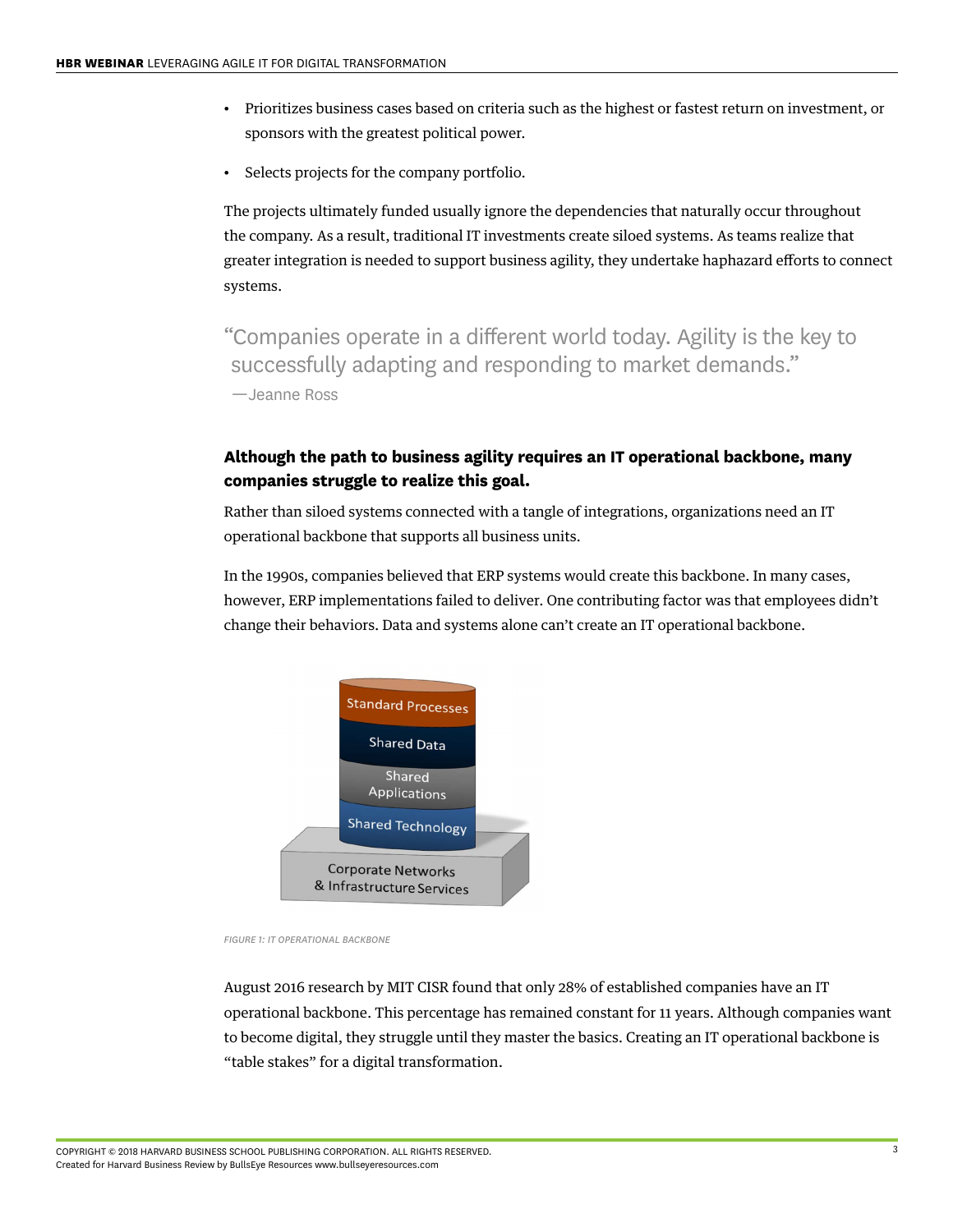- Prioritizes business cases based on criteria such as the highest or fastest return on investment, or sponsors with the greatest political power.
- Selects projects for the company portfolio.

The projects ultimately funded usually ignore the dependencies that naturally occur throughout the company. As a result, traditional IT investments create siloed systems. As teams realize that greater integration is needed to support business agility, they undertake haphazard efforts to connect systems.

> "Companies operate in a different world today. Agility is the key to successfully adapting and responding to market demands."
> —Jeanne Ross

### Although the path to business agility requires an IT operational backbone, many companies struggle to realize this goal.

Rather than siloed systems connected with a tangle of integrations, organizations need an IT operational backbone that supports all business units.

In the 1990s, companies believed that ERP systems would create this backbone. In many cases, however, ERP implementations failed to deliver. One contributing factor was that employees didn't change their behaviors. Data and systems alone can't create an IT operational backbone.

Standard Processes

Shared Data

Shared Applications

Shared Technology

Corporate Networks & Infrastructure Services

*FIGURE 1: IT OPERATIONAL BACKBONE*

August 2016 research by MIT CISR found that only 28% of established companies have an IT operational backbone. This percentage has remained constant for 11 years. Although companies want to become digital, they struggle until they master the basics. Creating an IT operational backbone is "table stakes" for a digital transformation.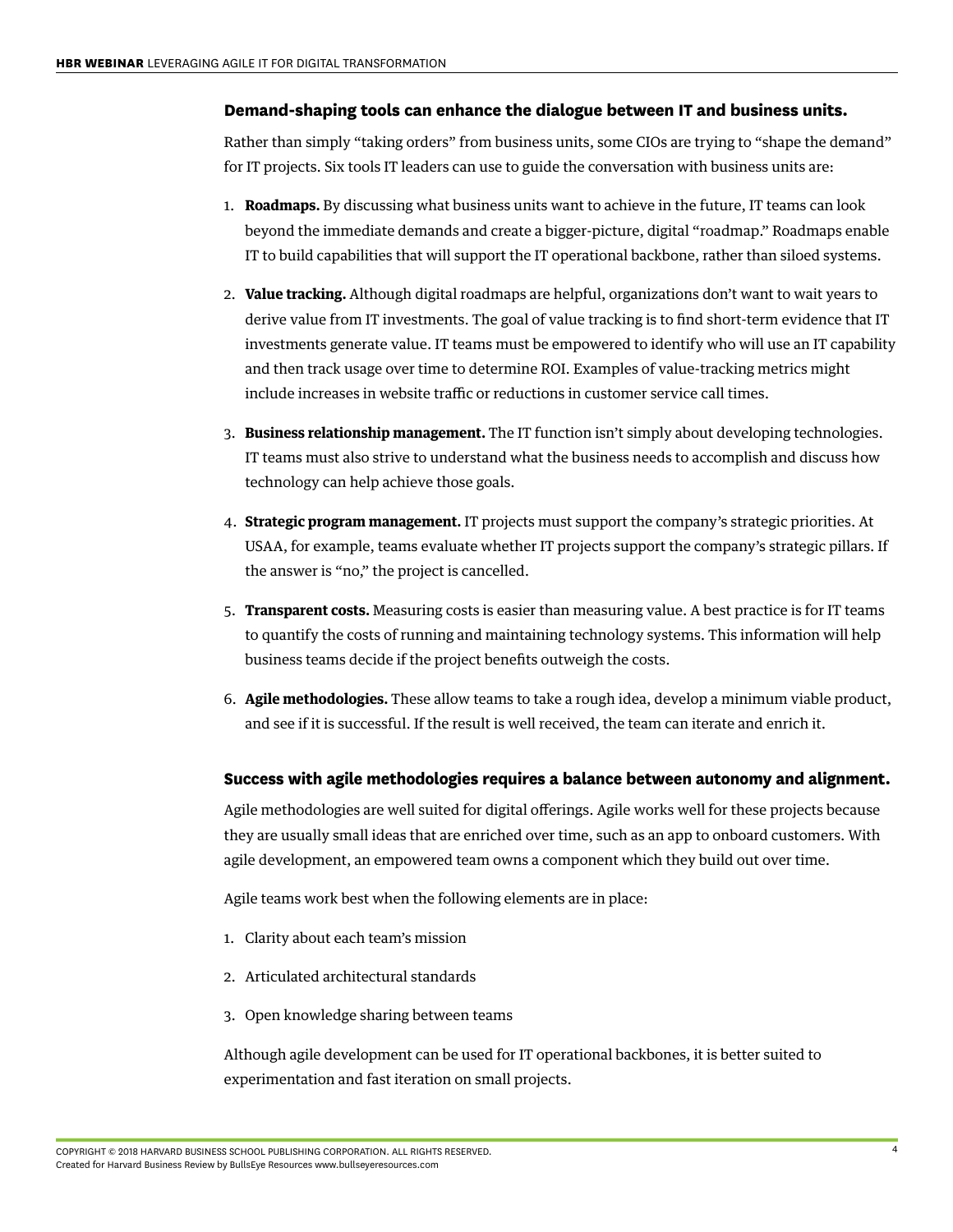### Demand-shaping tools can enhance the dialogue between IT and business units.

Rather than simply "taking orders" from business units, some CIOs are trying to "shape the demand" for IT projects. Six tools IT leaders can use to guide the conversation with business units are:

1. **Roadmaps.** By discussing what business units want to achieve in the future, IT teams can look beyond the immediate demands and create a bigger-picture, digital "roadmap." Roadmaps enable IT to build capabilities that will support the IT operational backbone, rather than siloed systems.

2. **Value tracking.** Although digital roadmaps are helpful, organizations don't want to wait years to derive value from IT investments. The goal of value tracking is to find short-term evidence that IT investments generate value. IT teams must be empowered to identify who will use an IT capability and then track usage over time to determine ROI. Examples of value-tracking metrics might include increases in website traffic or reductions in customer service call times.

3. **Business relationship management.** The IT function isn't simply about developing technologies. IT teams must also strive to understand what the business needs to accomplish and discuss how technology can help achieve those goals.

4. **Strategic program management.** IT projects must support the company's strategic priorities. At USAA, for example, teams evaluate whether IT projects support the company's strategic pillars. If the answer is "no," the project is cancelled.

5. **Transparent costs.** Measuring costs is easier than measuring value. A best practice is for IT teams to quantify the costs of running and maintaining technology systems. This information will help business teams decide if the project benefits outweigh the costs.

6. **Agile methodologies.** These allow teams to take a rough idea, develop a minimum viable product, and see if it is successful. If the result is well received, the team can iterate and enrich it.

### Success with agile methodologies requires a balance between autonomy and alignment.

Agile methodologies are well suited for digital offerings. Agile works well for these projects because they are usually small ideas that are enriched over time, such as an app to onboard customers. With agile development, an empowered team owns a component which they build out over time.

Agile teams work best when the following elements are in place:

1. Clarity about each team's mission

2. Articulated architectural standards

3. Open knowledge sharing between teams

Although agile development can be used for IT operational backbones, it is better suited to experimentation and fast iteration on small projects.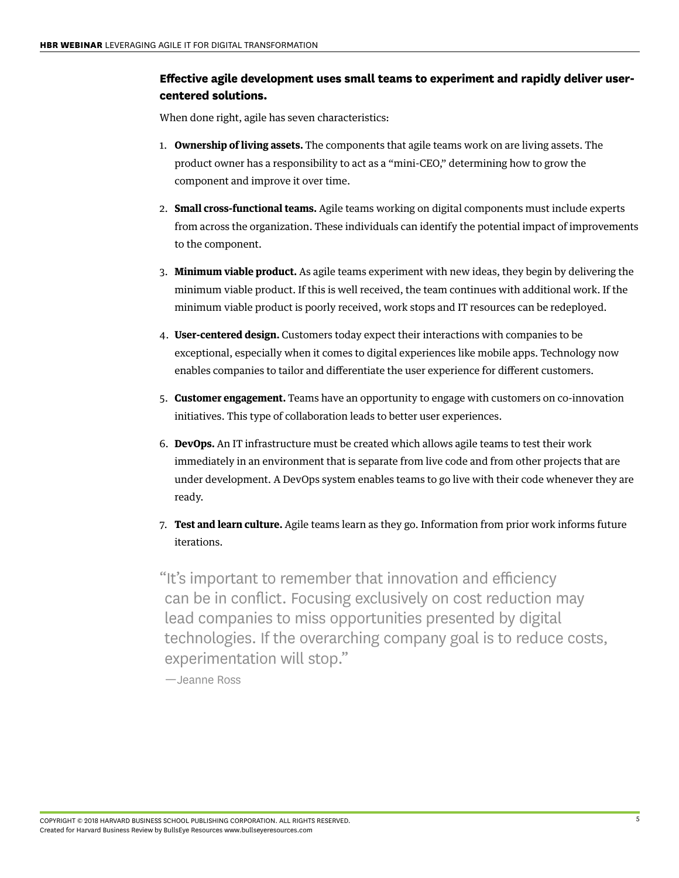### Effective agile development uses small teams to experiment and rapidly deliver user-centered solutions.

When done right, agile has seven characteristics:

1. **Ownership of living assets.** The components that agile teams work on are living assets. The product owner has a responsibility to act as a "mini-CEO," determining how to grow the component and improve it over time.

2. **Small cross-functional teams.** Agile teams working on digital components must include experts from across the organization. These individuals can identify the potential impact of improvements to the component.

3. **Minimum viable product.** As agile teams experiment with new ideas, they begin by delivering the minimum viable product. If this is well received, the team continues with additional work. If the minimum viable product is poorly received, work stops and IT resources can be redeployed.

4. **User-centered design.** Customers today expect their interactions with companies to be exceptional, especially when it comes to digital experiences like mobile apps. Technology now enables companies to tailor and differentiate the user experience for different customers.

5. **Customer engagement.** Teams have an opportunity to engage with customers on co-innovation initiatives. This type of collaboration leads to better user experiences.

6. **DevOps.** An IT infrastructure must be created which allows agile teams to test their work immediately in an environment that is separate from live code and from other projects that are under development. A DevOps system enables teams to go live with their code whenever they are ready.

7. **Test and learn culture.** Agile teams learn as they go. Information from prior work informs future iterations.

> "It's important to remember that innovation and efficiency can be in conflict. Focusing exclusively on cost reduction may lead companies to miss opportunities presented by digital technologies. If the overarching company goal is to reduce costs, experimentation will stop."
>
> —Jeanne Ross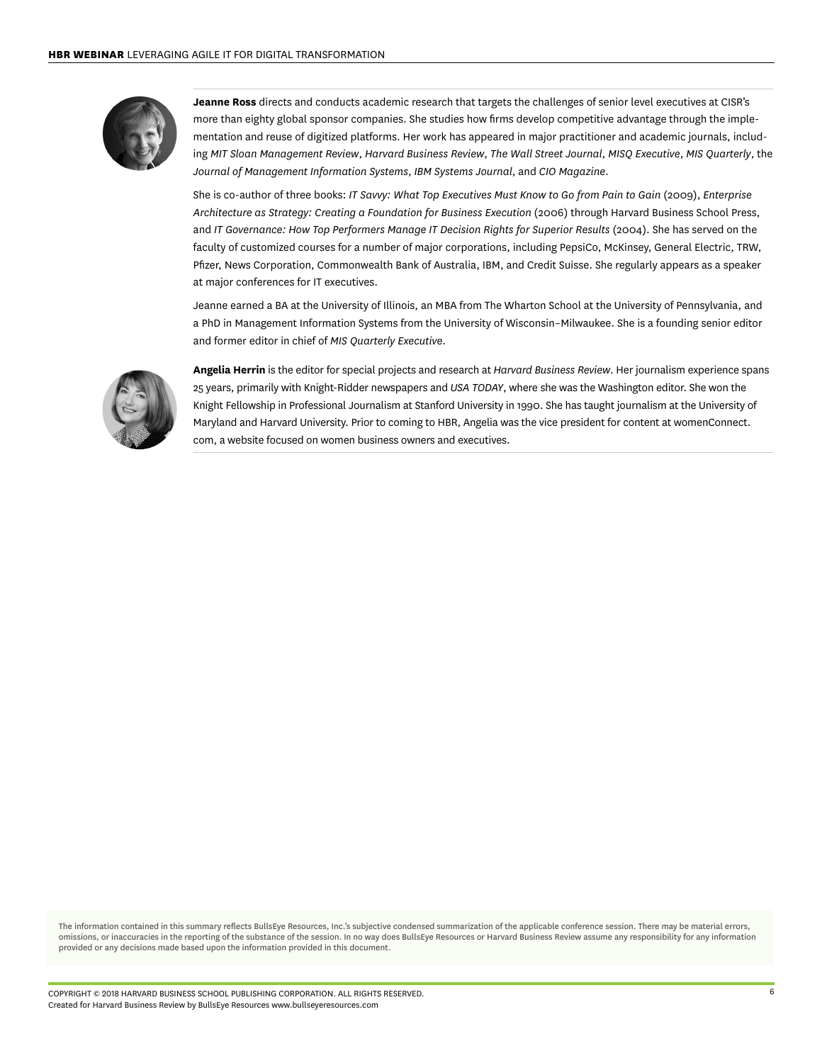**Jeanne Ross** directs and conducts academic research that targets the challenges of senior level executives at CISR's more than eighty global sponsor companies. She studies how firms develop competitive advantage through the implementation and reuse of digitized platforms. Her work has appeared in major practitioner and academic journals, including *MIT Sloan Management Review*, *Harvard Business Review*, *The Wall Street Journal*, *MISQ Executive*, *MIS Quarterly*, the *Journal of Management Information Systems*, *IBM Systems Journal*, and *CIO Magazine*.

She is co-author of three books: *IT Savvy: What Top Executives Must Know to Go from Pain to Gain* (2009), *Enterprise Architecture as Strategy: Creating a Foundation for Business Execution* (2006) through Harvard Business School Press, and *IT Governance: How Top Performers Manage IT Decision Rights for Superior Results* (2004). She has served on the faculty of customized courses for a number of major corporations, including PepsiCo, McKinsey, General Electric, TRW, Pfizer, News Corporation, Commonwealth Bank of Australia, IBM, and Credit Suisse. She regularly appears as a speaker at major conferences for IT executives.

Jeanne earned a BA at the University of Illinois, an MBA from The Wharton School at the University of Pennsylvania, and a PhD in Management Information Systems from the University of Wisconsin–Milwaukee. She is a founding senior editor and former editor in chief of *MIS Quarterly Executive*.

**Angelia Herrin** is the editor for special projects and research at *Harvard Business Review*. Her journalism experience spans 25 years, primarily with Knight-Ridder newspapers and *USA TODAY*, where she was the Washington editor. She won the Knight Fellowship in Professional Journalism at Stanford University in 1990. She has taught journalism at the University of Maryland and Harvard University. Prior to coming to HBR, Angelia was the vice president for content at womenConnect.com, a website focused on women business owners and executives.

The information contained in this summary reflects BullsEye Resources, Inc.'s subjective condensed summarization of the applicable conference session. There may be material errors, omissions, or inaccuracies in the reporting of the substance of the session. In no way does BullsEye Resources or Harvard Business Review assume any responsibility for any information provided or any decisions made based upon the information provided in this document.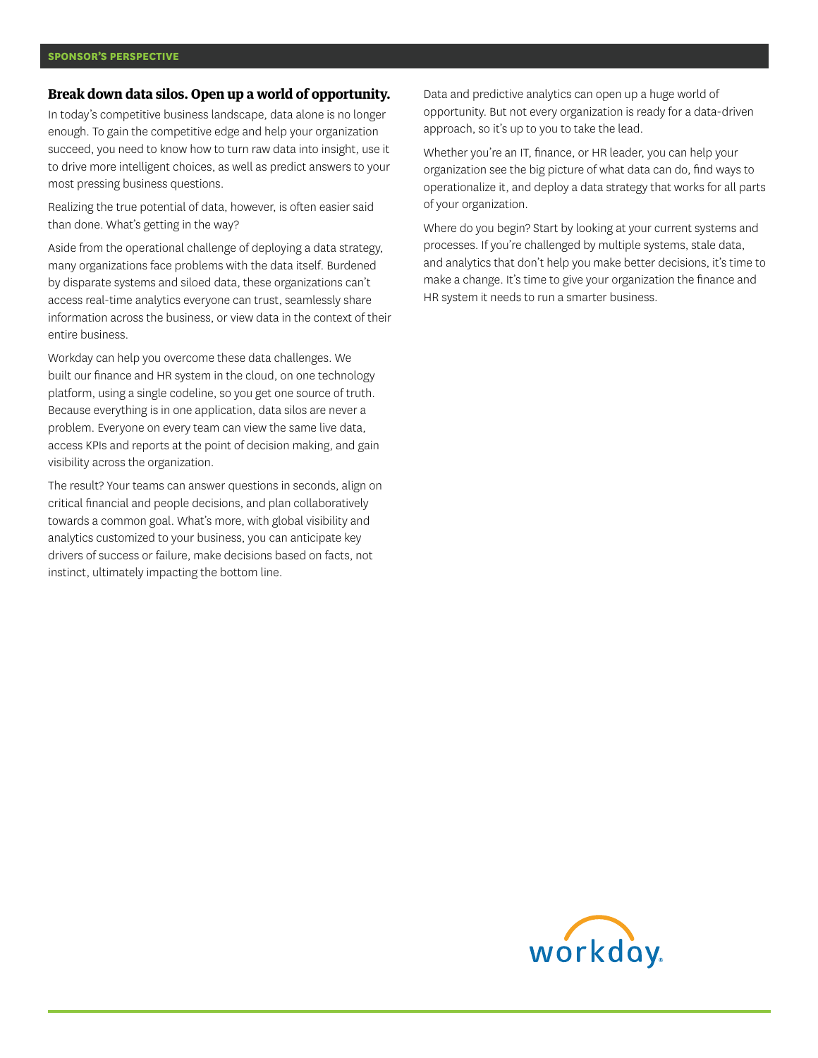SPONSOR'S PERSPECTIVE

## Break down data silos. Open up a world of opportunity.

In today's competitive business landscape, data alone is no longer enough. To gain the competitive edge and help your organization succeed, you need to know how to turn raw data into insight, use it to drive more intelligent choices, as well as predict answers to your most pressing business questions.

Realizing the true potential of data, however, is often easier said than done. What's getting in the way?

Aside from the operational challenge of deploying a data strategy, many organizations face problems with the data itself. Burdened by disparate systems and siloed data, these organizations can't access real-time analytics everyone can trust, seamlessly share information across the business, or view data in the context of their entire business.

Workday can help you overcome these data challenges. We built our finance and HR system in the cloud, on one technology platform, using a single codeline, so you get one source of truth. Because everything is in one application, data silos are never a problem. Everyone on every team can view the same live data, access KPIs and reports at the point of decision making, and gain visibility across the organization.

The result? Your teams can answer questions in seconds, align on critical financial and people decisions, and plan collaboratively towards a common goal. What's more, with global visibility and analytics customized to your business, you can anticipate key drivers of success or failure, make decisions based on facts, not instinct, ultimately impacting the bottom line.

Data and predictive analytics can open up a huge world of opportunity. But not every organization is ready for a data-driven approach, so it's up to you to take the lead.

Whether you're an IT, finance, or HR leader, you can help your organization see the big picture of what data can do, find ways to operationalize it, and deploy a data strategy that works for all parts of your organization.

Where do you begin? Start by looking at your current systems and processes. If you're challenged by multiple systems, stale data, and analytics that don't help you make better decisions, it's time to make a change. It's time to give your organization the finance and HR system it needs to run a smarter business.

workday.